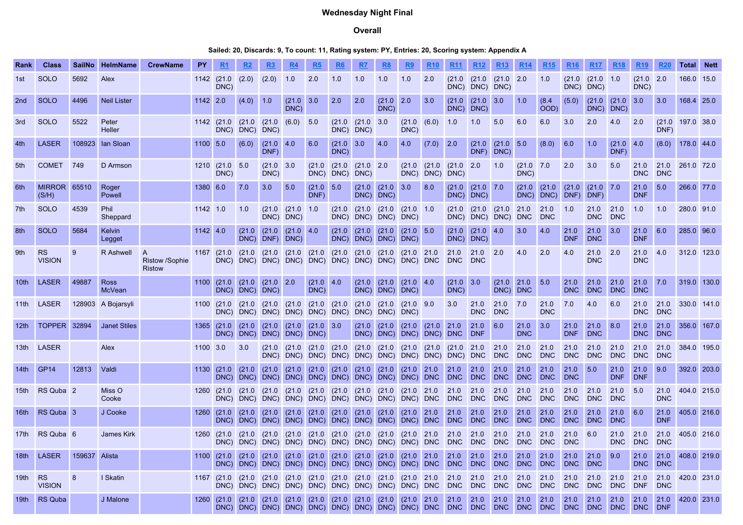# Wednesday Night Final

## Overall

**Sailed: 20, Discards: 9, To count: 11, Rating system: PY, Entries: 20, Scoring system: Appendix A**

| Rank | Class | SailNo | HelmName | CrewName | PY | R1 | R2 | R3 | R4 | R5 | R6 | R7 | R8 | R9 | R10 | R11 | R12 | R13 | R14 | R15 | R16 | R17 | R18 | R19 | R20 | Total | Nett |
|---|---|---|---|---|---|---|---|---|---|---|---|---|---|---|---|---|---|---|---|---|---|---|---|---|---|---|---|
| 1st | SOLO | 5692 | Alex | | 1142 | (21.0 DNC) | (2.0) | (2.0) | 1.0 | 2.0 | 1.0 | 1.0 | 1.0 | 1.0 | 2.0 | (21.0 DNC) | (21.0 DNC) | (21.0 DNC) | 2.0 | 1.0 | (21.0 DNC) | (21.0 DNC) | 1.0 | (21.0 DNC) | 2.0 | 166.0 | 15.0 |
| 2nd | SOLO | 4496 | Neil Lister | | 1142 | 2.0 | (4.0) | 1.0 | (21.0 DNC) | 3.0 | 2.0 | 2.0 | (21.0 DNC) | 2.0 | 3.0 | (21.0 DNC) | (21.0 DNC) | 3.0 | 1.0 | (8.4 OOD) | (5.0) | (21.0 DNC) | (21.0 DNC) | 3.0 | 3.0 | 168.4 | 25.0 |
| 3rd | SOLO | 5522 | Peter Heller | | 1142 | (21.0 DNC) | (21.0 DNC) | (21.0 DNC) | (6.0) | 5.0 | (21.0 DNC) | (21.0 DNC) | 3.0 | (21.0 DNC) | (6.0) | 1.0 | 1.0 | 5.0 | 6.0 | 6.0 | 3.0 | 2.0 | 4.0 | 2.0 | (21.0 DNF) | 197.0 | 38.0 |
| 4th | LASER | 108923 | Ian Sloan | | 1100 | 5.0 | (6.0) | (21.0 DNF) | 4.0 | 6.0 | (21.0 DNC) | 3.0 | 4.0 | 4.0 | (7.0) | 2.0 | (21.0 DNF) | (21.0 DNC) | 5.0 | (8.0) | 6.0 | 1.0 | (21.0 DNF) | 4.0 | (8.0) | 178.0 | 44.0 |
| 5th | COMET | 749 | D Armson | | 1210 | (21.0 DNC) | 5.0 | (21.0 DNC) | 3.0 | (21.0 DNC) | (21.0 DNC) | (21.0 DNC) | 2.0 | (21.0 DNC) | (21.0 DNC) | (21.0 DNC) | 2.0 | 1.0 | (21.0 DNC) | 7.0 | 2.0 | 3.0 | 5.0 | 21.0 DNC | 21.0 DNC | 261.0 | 72.0 |
| 6th | MIRROR (S/H) | 65510 | Roger Powell | | 1380 | 6.0 | 7.0 | 3.0 | 5.0 | (21.0 DNF) | 5.0 | (21.0 DNC) | (21.0 DNC) | 3.0 | 8.0 | (21.0 DNC) | (21.0 DNC) | 7.0 | (21.0 DNC) | (21.0 DNC) | (21.0 DNF) | (21.0 DNF) | 7.0 | 21.0 DNF | 5.0 | 266.0 | 77.0 |
| 7th | SOLO | 4539 | Phil Sheppard | | 1142 | 1.0 | 1.0 | (21.0 DNC) | (21.0 DNC) | 1.0 | (21.0 DNC) | (21.0 DNC) | (21.0 DNC) | (21.0 DNC) | 1.0 | (21.0 DNC) | (21.0 DNC) | (21.0 DNC) | 21.0 DNC | 21.0 DNC | 1.0 | 21.0 DNC | 21.0 DNC | 1.0 | 1.0 | 280.0 | 91.0 |
| 8th | SOLO | 5684 | Kelvin Legget | | 1142 | 4.0 | (21.0 DNC) | (21.0 DNF) | (21.0 DNC) | 4.0 | (21.0 DNC) | (21.0 DNC) | (21.0 DNC) | (21.0 DNC) | 5.0 | (21.0 DNC) | (21.0 DNC) | 4.0 | 3.0 | 4.0 | 21.0 DNF | 21.0 DNC | 3.0 | 21.0 DNF | 6.0 | 285.0 | 96.0 |
| 9th | RS VISION | 9 | R Ashwell | A Ristow /Sophie Ristow | 1167 | (21.0 DNC) | (21.0 DNC) | (21.0 DNC) | (21.0 DNC) | (21.0 DNC) | (21.0 DNC) | (21.0 DNC) | (21.0 DNC) | (21.0 DNC) | 21.0 DNC | 21.0 DNC | 21.0 DNC | 2.0 | 4.0 | 2.0 | 4.0 | 21.0 DNC | 2.0 | 21.0 DNC | 4.0 | 312.0 | 123.0 |
| 10th | LASER | 49887 | Ross McVean | | 1100 | (21.0 DNC) | (21.0 DNC) | (21.0 DNC) | 2.0 | (21.0 DNC) | 4.0 | (21.0 DNC) | (21.0 DNC) | (21.0 DNC) | 4.0 | (21.0 DNC) | 3.0 | (21.0 DNC) | 21.0 DNC | 5.0 | 21.0 DNC | 21.0 DNC | 21.0 DNC | 21.0 DNC | 7.0 | 319.0 | 130.0 |
| 11th | LASER | 128903 | A Bojarsyli | | 1100 | (21.0 DNC) | (21.0 DNC) | (21.0 DNC) | (21.0 DNC) | (21.0 DNC) | (21.0 DNC) | (21.0 DNC) | (21.0 DNC) | (21.0 DNC) | 9.0 | 3.0 | 21.0 DNC | 21.0 DNC | 7.0 | 21.0 DNC | 7.0 | 4.0 | 6.0 | 21.0 DNC | 21.0 DNC | 330.0 | 141.0 |
| 12th | TOPPER | 32894 | Janet Stiles | | 1365 | (21.0 DNC) | (21.0 DNC) | (21.0 DNC) | (21.0 DNC) | (21.0 DNC) | 3.0 | (21.0 DNC) | (21.0 DNC) | (21.0 DNC) | (21.0 DNC) | 21.0 DNC | 21.0 DNF | 6.0 | 21.0 DNC | 3.0 | 21.0 DNF | 21.0 DNC | 8.0 | 21.0 DNC | 21.0 DNC | 356.0 | 167.0 |
| 13th | LASER | | Alex | | 1100 | 3.0 | 3.0 | (21.0 DNC) | (21.0 DNC) | (21.0 DNC) | (21.0 DNC) | (21.0 DNC) | (21.0 DNC) | (21.0 DNC) | (21.0 DNC) | (21.0 DNC) | 21.0 DNC | 21.0 DNC | 21.0 DNC | 21.0 DNC | 21.0 DNC | 21.0 DNC | 21.0 DNC | 21.0 DNC | 21.0 DNC | 384.0 | 195.0 |
| 14th | GP14 | 12813 | Valdi | | 1130 | (21.0 DNC) | (21.0 DNC) | (21.0 DNC) | (21.0 DNC) | (21.0 DNC) | (21.0 DNC) | (21.0 DNC) | (21.0 DNC) | (21.0 DNC) | 21.0 DNC | 21.0 DNC | 21.0 DNC | 21.0 DNC | 21.0 DNC | 21.0 DNC | 21.0 DNC | 5.0 | 21.0 DNF | 21.0 DNF | 9.0 | 392.0 | 203.0 |
| 15th | RS Quba | 2 | Miss O Cooke | | 1260 | (21.0 DNC) | (21.0 DNC) | (21.0 DNC) | (21.0 DNC) | (21.0 DNC) | (21.0 DNC) | (21.0 DNC) | (21.0 DNC) | (21.0 DNC) | 21.0 DNC | 21.0 DNC | 21.0 DNC | 21.0 DNC | 21.0 DNC | 21.0 DNC | 21.0 DNC | 21.0 DNC | 21.0 DNC | 5.0 | 21.0 DNC | 404.0 | 215.0 |
| 16th | RS Quba | 3 | J Cooke | | 1260 | (21.0 DNC) | (21.0 DNC) | (21.0 DNC) | (21.0 DNC) | (21.0 DNC) | (21.0 DNC) | (21.0 DNC) | (21.0 DNC) | (21.0 DNC) | 21.0 DNC | 21.0 DNC | 21.0 DNC | 21.0 DNC | 21.0 DNC | 21.0 DNC | 21.0 DNC | 21.0 DNC | 21.0 DNC | 6.0 | 21.0 DNF | 405.0 | 216.0 |
| 17th | RS Quba | 6 | James Kirk | | 1260 | (21.0 DNC) | (21.0 DNC) | (21.0 DNC) | (21.0 DNC) | (21.0 DNC) | (21.0 DNC) | (21.0 DNC) | (21.0 DNC) | (21.0 DNC) | 21.0 DNC | 21.0 DNC | 21.0 DNC | 21.0 DNC | 21.0 DNC | 21.0 DNC | 21.0 DNC | 6.0 | 21.0 DNC | 21.0 DNC | 21.0 DNC | 405.0 | 216.0 |
| 18th | LASER | 159637 | Alista | | 1100 | (21.0 DNC) | (21.0 DNC) | (21.0 DNC) | (21.0 DNC) | (21.0 DNC) | (21.0 DNC) | (21.0 DNC) | (21.0 DNC) | (21.0 DNC) | 21.0 DNC | 21.0 DNC | 21.0 DNC | 21.0 DNC | 21.0 DNC | 21.0 DNC | 21.0 DNC | 21.0 DNC | 9.0 | 21.0 DNC | 21.0 DNC | 408.0 | 219.0 |
| 19th | RS VISION | 8 | I Skatin | | 1167 | (21.0 DNC) | (21.0 DNC) | (21.0 DNC) | (21.0 DNC) | (21.0 DNC) | (21.0 DNC) | (21.0 DNC) | (21.0 DNC) | (21.0 DNC) | 21.0 DNC | 21.0 DNC | 21.0 DNC | 21.0 DNC | 21.0 DNC | 21.0 DNC | 21.0 DNC | 21.0 DNC | 21.0 DNC | 21.0 DNF | 21.0 DNC | 420.0 | 231.0 |
| 19th | RS Quba | | J Malone | | 1260 | (21.0 DNC) | (21.0 DNC) | (21.0 DNC) | (21.0 DNC) | (21.0 DNC) | (21.0 DNC) | (21.0 DNC) | (21.0 DNC) | (21.0 DNC) | 21.0 DNC | 21.0 DNC | 21.0 DNC | 21.0 DNC | 21.0 DNC | 21.0 DNC | 21.0 DNC | 21.0 DNC | 21.0 DNC | 21.0 DNC | 21.0 DNF | 420.0 | 231.0 |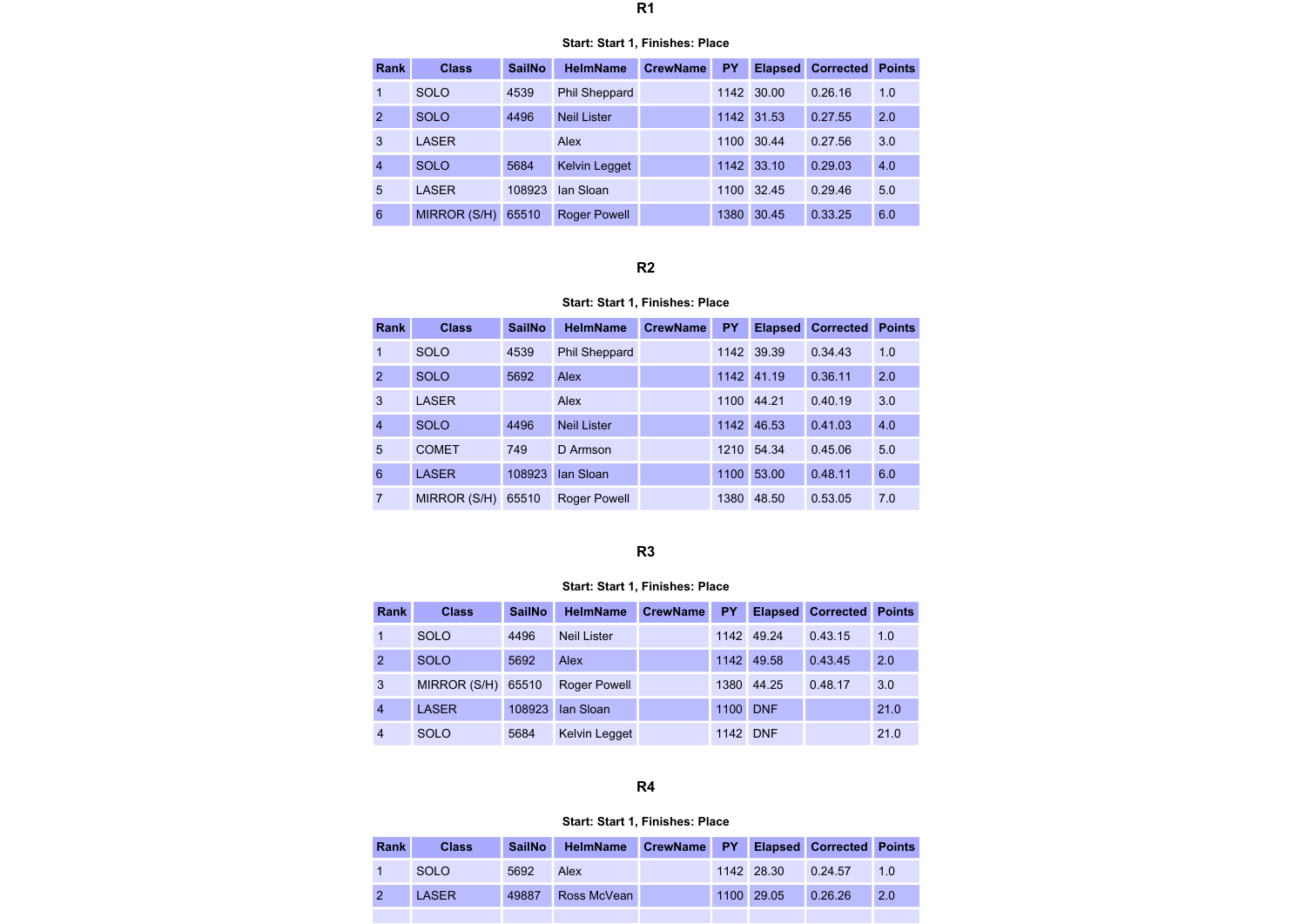## R1

**Start: Start 1, Finishes: Place**

| Rank | Class | SailNo | HelmName | CrewName | PY | Elapsed | Corrected | Points |
|---|---|---|---|---|---|---|---|---|
| 1 | SOLO | 4539 | Phil Sheppard | | 1142 | 30.00 | 0.26.16 | 1.0 |
| 2 | SOLO | 4496 | Neil Lister | | 1142 | 31.53 | 0.27.55 | 2.0 |
| 3 | LASER | | Alex | | 1100 | 30.44 | 0.27.56 | 3.0 |
| 4 | SOLO | 5684 | Kelvin Legget | | 1142 | 33.10 | 0.29.03 | 4.0 |
| 5 | LASER | 108923 | Ian Sloan | | 1100 | 32.45 | 0.29.46 | 5.0 |
| 6 | MIRROR (S/H) | 65510 | Roger Powell | | 1380 | 30.45 | 0.33.25 | 6.0 |

## R2

**Start: Start 1, Finishes: Place**

| Rank | Class | SailNo | HelmName | CrewName | PY | Elapsed | Corrected | Points |
|---|---|---|---|---|---|---|---|---|
| 1 | SOLO | 4539 | Phil Sheppard | | 1142 | 39.39 | 0.34.43 | 1.0 |
| 2 | SOLO | 5692 | Alex | | 1142 | 41.19 | 0.36.11 | 2.0 |
| 3 | LASER | | Alex | | 1100 | 44.21 | 0.40.19 | 3.0 |
| 4 | SOLO | 4496 | Neil Lister | | 1142 | 46.53 | 0.41.03 | 4.0 |
| 5 | COMET | 749 | D Armson | | 1210 | 54.34 | 0.45.06 | 5.0 |
| 6 | LASER | 108923 | Ian Sloan | | 1100 | 53.00 | 0.48.11 | 6.0 |
| 7 | MIRROR (S/H) | 65510 | Roger Powell | | 1380 | 48.50 | 0.53.05 | 7.0 |

## R3

**Start: Start 1, Finishes: Place**

| Rank | Class | SailNo | HelmName | CrewName | PY | Elapsed | Corrected | Points |
|---|---|---|---|---|---|---|---|---|
| 1 | SOLO | 4496 | Neil Lister | | 1142 | 49.24 | 0.43.15 | 1.0 |
| 2 | SOLO | 5692 | Alex | | 1142 | 49.58 | 0.43.45 | 2.0 |
| 3 | MIRROR (S/H) | 65510 | Roger Powell | | 1380 | 44.25 | 0.48.17 | 3.0 |
| 4 | LASER | 108923 | Ian Sloan | | 1100 | DNF | | 21.0 |
| 4 | SOLO | 5684 | Kelvin Legget | | 1142 | DNF | | 21.0 |

## R4

**Start: Start 1, Finishes: Place**

| Rank | Class | SailNo | HelmName | CrewName | PY | Elapsed | Corrected | Points |
|---|---|---|---|---|---|---|---|---|
| 1 | SOLO | 5692 | Alex | | 1142 | 28.30 | 0.24.57 | 1.0 |
| 2 | LASER | 49887 | Ross McVean | | 1100 | 29.05 | 0.26.26 | 2.0 |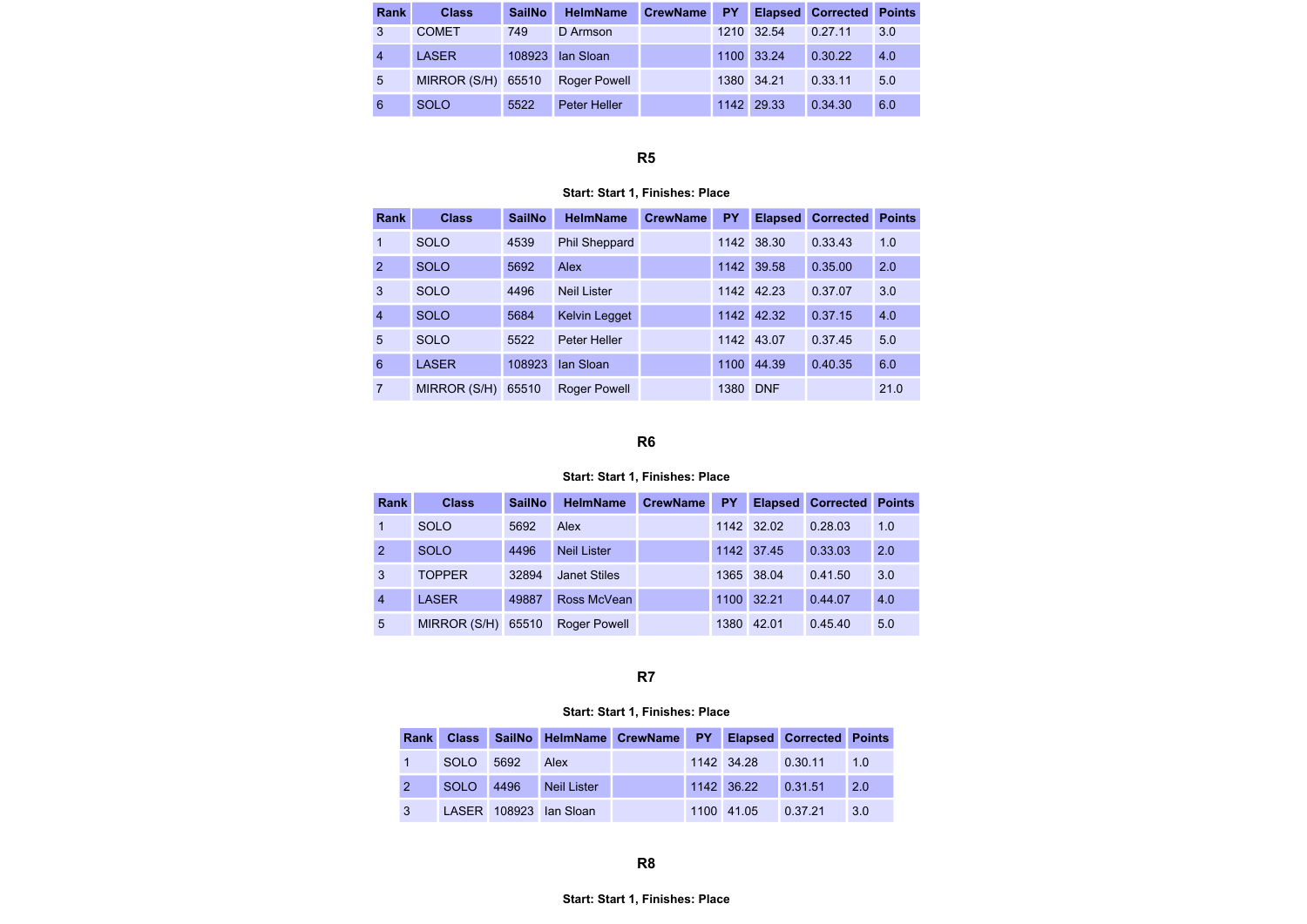| Rank | Class | SailNo | HelmName | CrewName | PY | Elapsed | Corrected | Points |
|---|---|---|---|---|---|---|---|---|
| 3 | COMET | 749 | D Armson | | 1210 | 32.54 | 0.27.11 | 3.0 |
| 4 | LASER | 108923 | Ian Sloan | | 1100 | 33.24 | 0.30.22 | 4.0 |
| 5 | MIRROR (S/H) | 65510 | Roger Powell | | 1380 | 34.21 | 0.33.11 | 5.0 |
| 6 | SOLO | 5522 | Peter Heller | | 1142 | 29.33 | 0.34.30 | 6.0 |

### R5

**Start: Start 1, Finishes: Place**

| Rank | Class | SailNo | HelmName | CrewName | PY | Elapsed | Corrected | Points |
|---|---|---|---|---|---|---|---|---|
| 1 | SOLO | 4539 | Phil Sheppard | | 1142 | 38.30 | 0.33.43 | 1.0 |
| 2 | SOLO | 5692 | Alex | | 1142 | 39.58 | 0.35.00 | 2.0 |
| 3 | SOLO | 4496 | Neil Lister | | 1142 | 42.23 | 0.37.07 | 3.0 |
| 4 | SOLO | 5684 | Kelvin Legget | | 1142 | 42.32 | 0.37.15 | 4.0 |
| 5 | SOLO | 5522 | Peter Heller | | 1142 | 43.07 | 0.37.45 | 5.0 |
| 6 | LASER | 108923 | Ian Sloan | | 1100 | 44.39 | 0.40.35 | 6.0 |
| 7 | MIRROR (S/H) | 65510 | Roger Powell | | 1380 | DNF | | 21.0 |

### R6

**Start: Start 1, Finishes: Place**

| Rank | Class | SailNo | HelmName | CrewName | PY | Elapsed | Corrected | Points |
|---|---|---|---|---|---|---|---|---|
| 1 | SOLO | 5692 | Alex | | 1142 | 32.02 | 0.28.03 | 1.0 |
| 2 | SOLO | 4496 | Neil Lister | | 1142 | 37.45 | 0.33.03 | 2.0 |
| 3 | TOPPER | 32894 | Janet Stiles | | 1365 | 38.04 | 0.41.50 | 3.0 |
| 4 | LASER | 49887 | Ross McVean | | 1100 | 32.21 | 0.44.07 | 4.0 |
| 5 | MIRROR (S/H) | 65510 | Roger Powell | | 1380 | 42.01 | 0.45.40 | 5.0 |

### R7

**Start: Start 1, Finishes: Place**

| Rank | Class | SailNo | HelmName | CrewName | PY | Elapsed | Corrected | Points |
|---|---|---|---|---|---|---|---|---|
| 1 | SOLO | 5692 | Alex | | 1142 | 34.28 | 0.30.11 | 1.0 |
| 2 | SOLO | 4496 | Neil Lister | | 1142 | 36.22 | 0.31.51 | 2.0 |
| 3 | LASER | 108923 | Ian Sloan | | 1100 | 41.05 | 0.37.21 | 3.0 |

### R8

**Start: Start 1, Finishes: Place**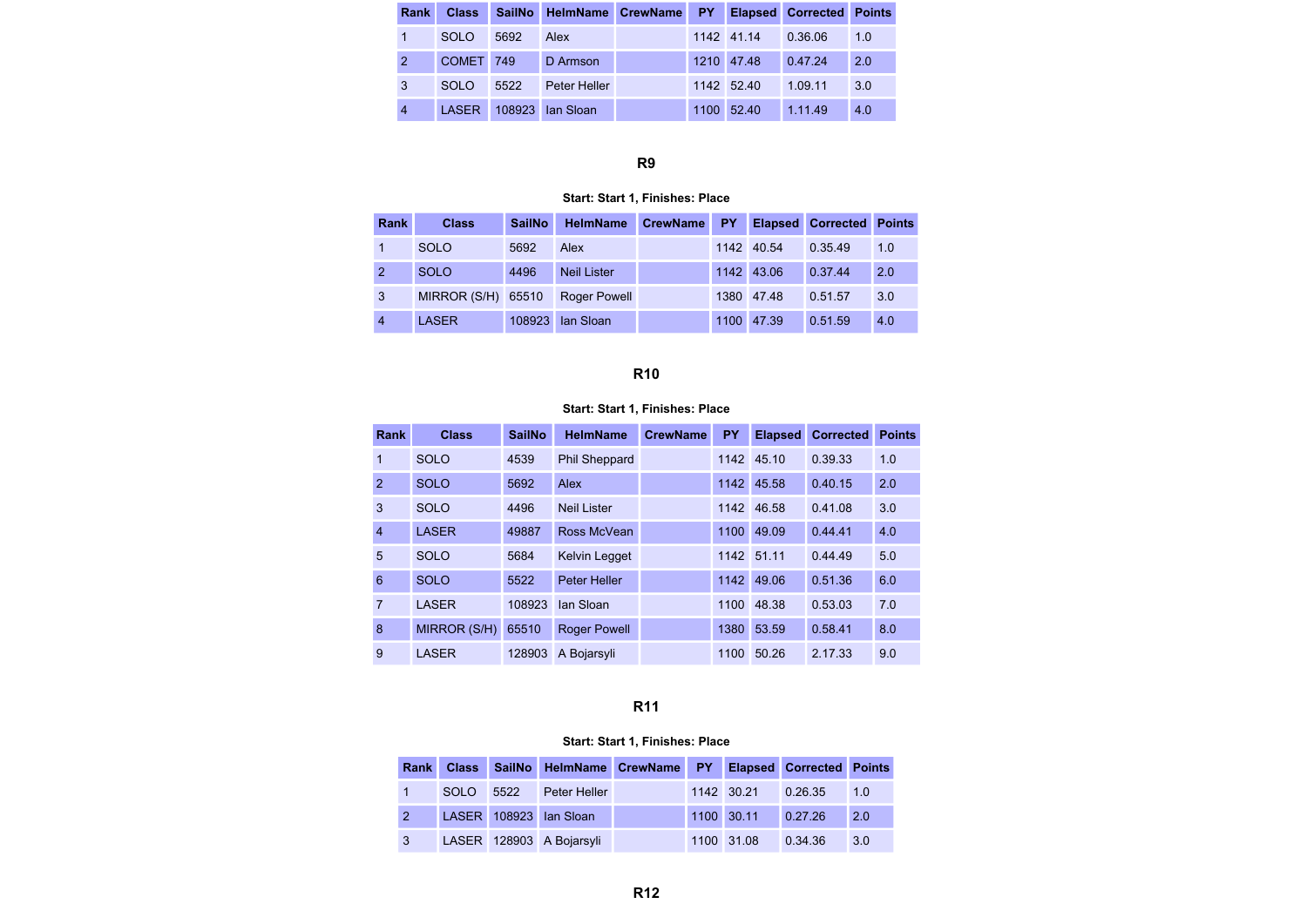| Rank | Class | SailNo | HelmName | CrewName | PY | Elapsed | Corrected | Points |
|---|---|---|---|---|---|---|---|---|
| 1 | SOLO | 5692 | Alex | | 1142 | 41.14 | 0.36.06 | 1.0 |
| 2 | COMET | 749 | D Armson | | 1210 | 47.48 | 0.47.24 | 2.0 |
| 3 | SOLO | 5522 | Peter Heller | | 1142 | 52.40 | 1.09.11 | 3.0 |
| 4 | LASER | 108923 | Ian Sloan | | 1100 | 52.40 | 1.11.49 | 4.0 |

### R9

**Start: Start 1, Finishes: Place**

| Rank | Class | SailNo | HelmName | CrewName | PY | Elapsed | Corrected | Points |
|---|---|---|---|---|---|---|---|---|
| 1 | SOLO | 5692 | Alex | | 1142 | 40.54 | 0.35.49 | 1.0 |
| 2 | SOLO | 4496 | Neil Lister | | 1142 | 43.06 | 0.37.44 | 2.0 |
| 3 | MIRROR (S/H) | 65510 | Roger Powell | | 1380 | 47.48 | 0.51.57 | 3.0 |
| 4 | LASER | 108923 | Ian Sloan | | 1100 | 47.39 | 0.51.59 | 4.0 |

### R10

**Start: Start 1, Finishes: Place**

| Rank | Class | SailNo | HelmName | CrewName | PY | Elapsed | Corrected | Points |
|---|---|---|---|---|---|---|---|---|
| 1 | SOLO | 4539 | Phil Sheppard | | 1142 | 45.10 | 0.39.33 | 1.0 |
| 2 | SOLO | 5692 | Alex | | 1142 | 45.58 | 0.40.15 | 2.0 |
| 3 | SOLO | 4496 | Neil Lister | | 1142 | 46.58 | 0.41.08 | 3.0 |
| 4 | LASER | 49887 | Ross McVean | | 1100 | 49.09 | 0.44.41 | 4.0 |
| 5 | SOLO | 5684 | Kelvin Legget | | 1142 | 51.11 | 0.44.49 | 5.0 |
| 6 | SOLO | 5522 | Peter Heller | | 1142 | 49.06 | 0.51.36 | 6.0 |
| 7 | LASER | 108923 | Ian Sloan | | 1100 | 48.38 | 0.53.03 | 7.0 |
| 8 | MIRROR (S/H) | 65510 | Roger Powell | | 1380 | 53.59 | 0.58.41 | 8.0 |
| 9 | LASER | 128903 | A Bojarsyli | | 1100 | 50.26 | 2.17.33 | 9.0 |

### R11

**Start: Start 1, Finishes: Place**

| Rank | Class | SailNo | HelmName | CrewName | PY | Elapsed | Corrected | Points |
|---|---|---|---|---|---|---|---|---|
| 1 | SOLO | 5522 | Peter Heller | | 1142 | 30.21 | 0.26.35 | 1.0 |
| 2 | LASER | 108923 | Ian Sloan | | 1100 | 30.11 | 0.27.26 | 2.0 |
| 3 | LASER | 128903 | A Bojarsyli | | 1100 | 31.08 | 0.34.36 | 3.0 |

### R12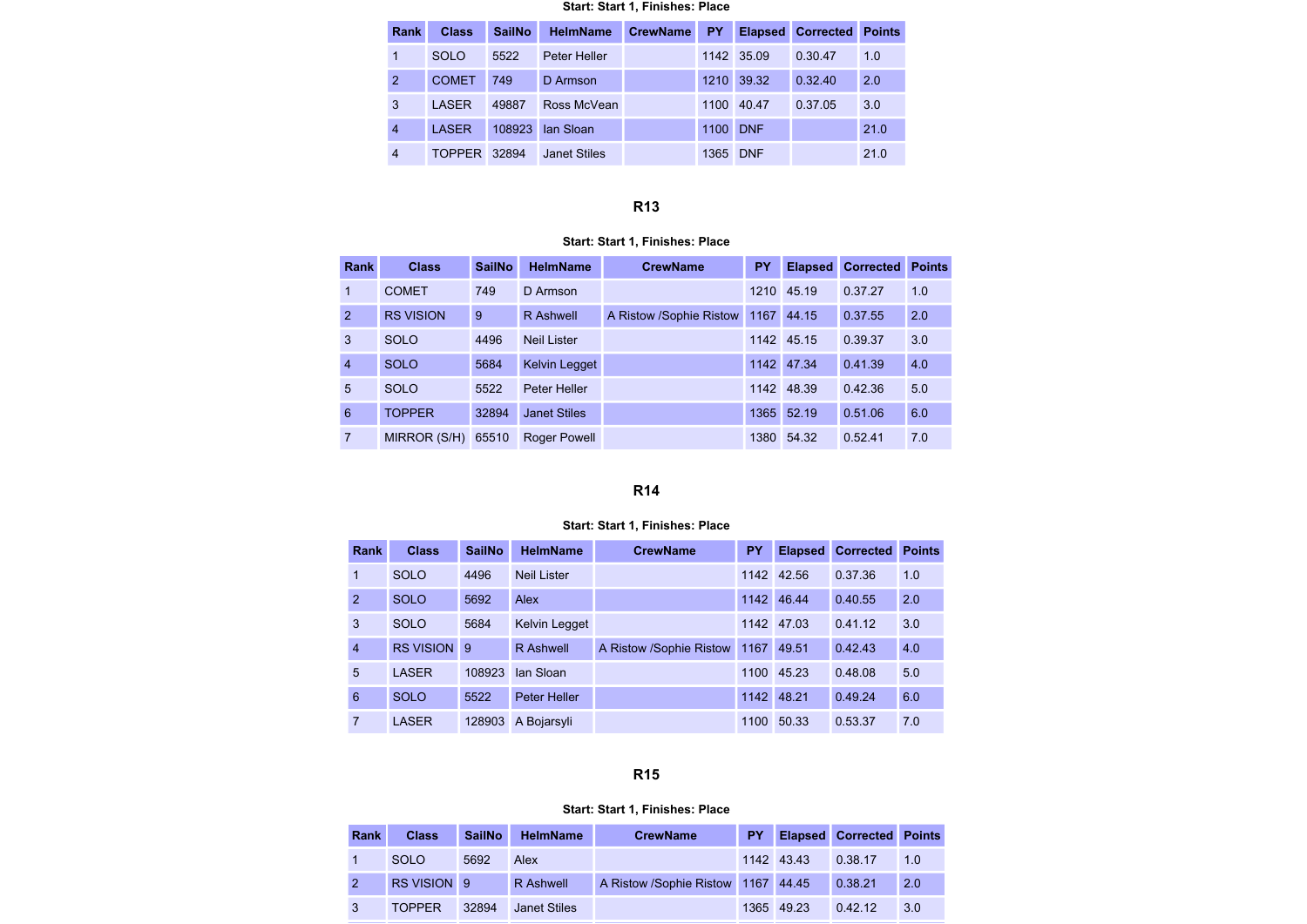Start: Start 1, Finishes: Place

| Rank | Class | SailNo | HelmName | CrewName | PY | Elapsed | Corrected | Points |
|---|---|---|---|---|---|---|---|---|
| 1 | SOLO | 5522 | Peter Heller | | 1142 | 35.09 | 0.30.47 | 1.0 |
| 2 | COMET | 749 | D Armson | | 1210 | 39.32 | 0.32.40 | 2.0 |
| 3 | LASER | 49887 | Ross McVean | | 1100 | 40.47 | 0.37.05 | 3.0 |
| 4 | LASER | 108923 | Ian Sloan | | 1100 | DNF | | 21.0 |
| 4 | TOPPER | 32894 | Janet Stiles | | 1365 | DNF | | 21.0 |

### R13

Start: Start 1, Finishes: Place

| Rank | Class | SailNo | HelmName | CrewName | PY | Elapsed | Corrected | Points |
|---|---|---|---|---|---|---|---|---|
| 1 | COMET | 749 | D Armson | | 1210 | 45.19 | 0.37.27 | 1.0 |
| 2 | RS VISION | 9 | R Ashwell | A Ristow /Sophie Ristow | 1167 | 44.15 | 0.37.55 | 2.0 |
| 3 | SOLO | 4496 | Neil Lister | | 1142 | 45.15 | 0.39.37 | 3.0 |
| 4 | SOLO | 5684 | Kelvin Legget | | 1142 | 47.34 | 0.41.39 | 4.0 |
| 5 | SOLO | 5522 | Peter Heller | | 1142 | 48.39 | 0.42.36 | 5.0 |
| 6 | TOPPER | 32894 | Janet Stiles | | 1365 | 52.19 | 0.51.06 | 6.0 |
| 7 | MIRROR (S/H) | 65510 | Roger Powell | | 1380 | 54.32 | 0.52.41 | 7.0 |

### R14

Start: Start 1, Finishes: Place

| Rank | Class | SailNo | HelmName | CrewName | PY | Elapsed | Corrected | Points |
|---|---|---|---|---|---|---|---|---|
| 1 | SOLO | 4496 | Neil Lister | | 1142 | 42.56 | 0.37.36 | 1.0 |
| 2 | SOLO | 5692 | Alex | | 1142 | 46.44 | 0.40.55 | 2.0 |
| 3 | SOLO | 5684 | Kelvin Legget | | 1142 | 47.03 | 0.41.12 | 3.0 |
| 4 | RS VISION | 9 | R Ashwell | A Ristow /Sophie Ristow | 1167 | 49.51 | 0.42.43 | 4.0 |
| 5 | LASER | 108923 | Ian Sloan | | 1100 | 45.23 | 0.48.08 | 5.0 |
| 6 | SOLO | 5522 | Peter Heller | | 1142 | 48.21 | 0.49.24 | 6.0 |
| 7 | LASER | 128903 | A Bojarsyli | | 1100 | 50.33 | 0.53.37 | 7.0 |

### R15

Start: Start 1, Finishes: Place

| Rank | Class | SailNo | HelmName | CrewName | PY | Elapsed | Corrected | Points |
|---|---|---|---|---|---|---|---|---|
| 1 | SOLO | 5692 | Alex | | 1142 | 43.43 | 0.38.17 | 1.0 |
| 2 | RS VISION | 9 | R Ashwell | A Ristow /Sophie Ristow | 1167 | 44.45 | 0.38.21 | 2.0 |
| 3 | TOPPER | 32894 | Janet Stiles | | 1365 | 49.23 | 0.42.12 | 3.0 |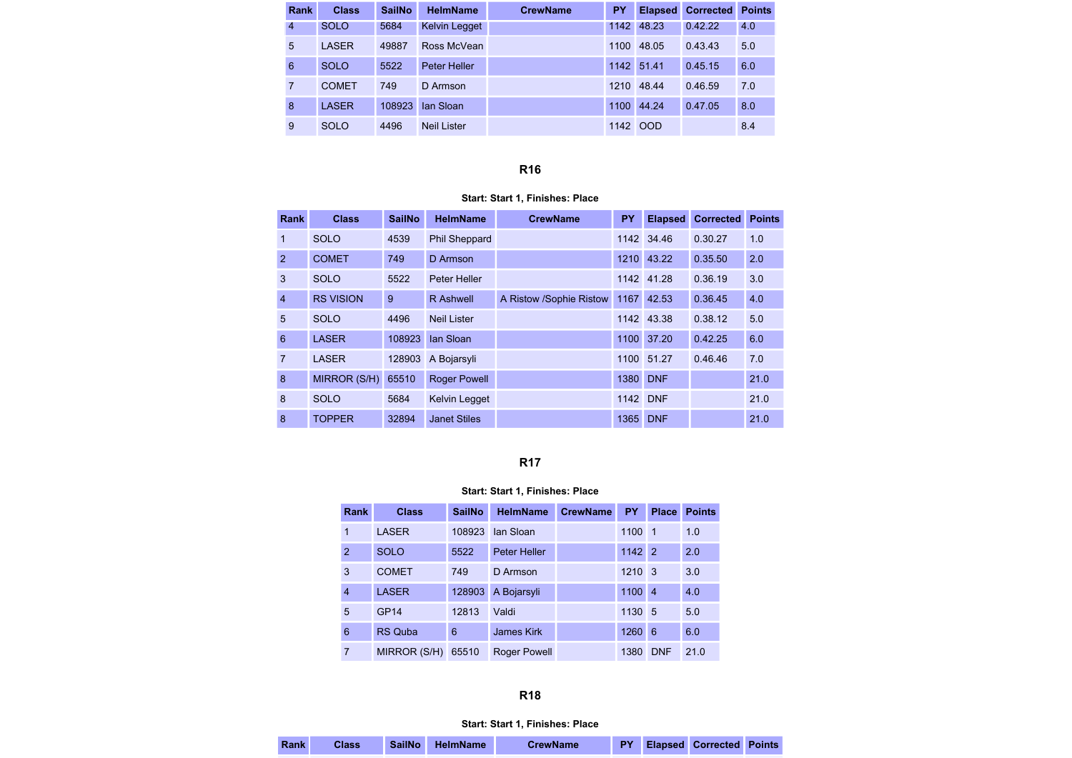| Rank | Class | SailNo | HelmName | CrewName | PY | Elapsed | Corrected | Points |
|---|---|---|---|---|---|---|---|---|
| 4 | SOLO | 5684 | Kelvin Legget | | 1142 | 48.23 | 0.42.22 | 4.0 |
| 5 | LASER | 49887 | Ross McVean | | 1100 | 48.05 | 0.43.43 | 5.0 |
| 6 | SOLO | 5522 | Peter Heller | | 1142 | 51.41 | 0.45.15 | 6.0 |
| 7 | COMET | 749 | D Armson | | 1210 | 48.44 | 0.46.59 | 7.0 |
| 8 | LASER | 108923 | Ian Sloan | | 1100 | 44.24 | 0.47.05 | 8.0 |
| 9 | SOLO | 4496 | Neil Lister | | 1142 | OOD | | 8.4 |

### R16

**Start: Start 1, Finishes: Place**

| Rank | Class | SailNo | HelmName | CrewName | PY | Elapsed | Corrected | Points |
|---|---|---|---|---|---|---|---|---|
| 1 | SOLO | 4539 | Phil Sheppard | | 1142 | 34.46 | 0.30.27 | 1.0 |
| 2 | COMET | 749 | D Armson | | 1210 | 43.22 | 0.35.50 | 2.0 |
| 3 | SOLO | 5522 | Peter Heller | | 1142 | 41.28 | 0.36.19 | 3.0 |
| 4 | RS VISION | 9 | R Ashwell | A Ristow /Sophie Ristow | 1167 | 42.53 | 0.36.45 | 4.0 |
| 5 | SOLO | 4496 | Neil Lister | | 1142 | 43.38 | 0.38.12 | 5.0 |
| 6 | LASER | 108923 | Ian Sloan | | 1100 | 37.20 | 0.42.25 | 6.0 |
| 7 | LASER | 128903 | A Bojarsyli | | 1100 | 51.27 | 0.46.46 | 7.0 |
| 8 | MIRROR (S/H) | 65510 | Roger Powell | | 1380 | DNF | | 21.0 |
| 8 | SOLO | 5684 | Kelvin Legget | | 1142 | DNF | | 21.0 |
| 8 | TOPPER | 32894 | Janet Stiles | | 1365 | DNF | | 21.0 |

### R17

**Start: Start 1, Finishes: Place**

| Rank | Class | SailNo | HelmName | CrewName | PY | Place | Points |
|---|---|---|---|---|---|---|---|
| 1 | LASER | 108923 | Ian Sloan | | 1100 | 1 | 1.0 |
| 2 | SOLO | 5522 | Peter Heller | | 1142 | 2 | 2.0 |
| 3 | COMET | 749 | D Armson | | 1210 | 3 | 3.0 |
| 4 | LASER | 128903 | A Bojarsyli | | 1100 | 4 | 4.0 |
| 5 | GP14 | 12813 | Valdi | | 1130 | 5 | 5.0 |
| 6 | RS Quba | 6 | James Kirk | | 1260 | 6 | 6.0 |
| 7 | MIRROR (S/H) | 65510 | Roger Powell | | 1380 | DNF | 21.0 |

### R18

**Start: Start 1, Finishes: Place**

| Rank | Class | SailNo | HelmName | CrewName | PY | Elapsed | Corrected | Points |
|---|---|---|---|---|---|---|---|---|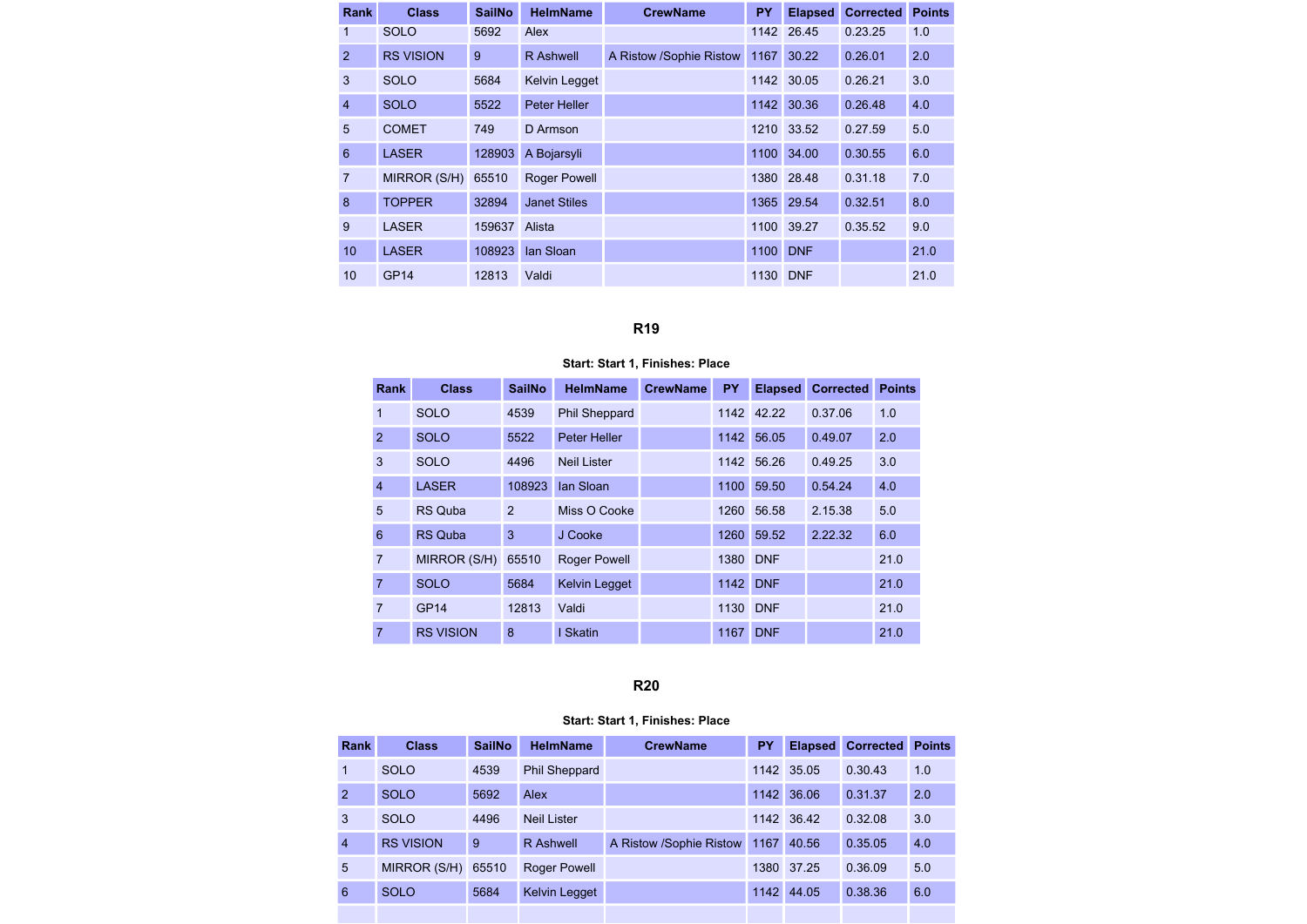| Rank | Class | SailNo | HelmName | CrewName | PY | Elapsed | Corrected | Points |
|---|---|---|---|---|---|---|---|---|
| 1 | SOLO | 5692 | Alex | | 1142 | 26.45 | 0.23.25 | 1.0 |
| 2 | RS VISION | 9 | R Ashwell | A Ristow /Sophie Ristow | 1167 | 30.22 | 0.26.01 | 2.0 |
| 3 | SOLO | 5684 | Kelvin Legget | | 1142 | 30.05 | 0.26.21 | 3.0 |
| 4 | SOLO | 5522 | Peter Heller | | 1142 | 30.36 | 0.26.48 | 4.0 |
| 5 | COMET | 749 | D Armson | | 1210 | 33.52 | 0.27.59 | 5.0 |
| 6 | LASER | 128903 | A Bojarsyli | | 1100 | 34.00 | 0.30.55 | 6.0 |
| 7 | MIRROR (S/H) | 65510 | Roger Powell | | 1380 | 28.48 | 0.31.18 | 7.0 |
| 8 | TOPPER | 32894 | Janet Stiles | | 1365 | 29.54 | 0.32.51 | 8.0 |
| 9 | LASER | 159637 | Alista | | 1100 | 39.27 | 0.35.52 | 9.0 |
| 10 | LASER | 108923 | Ian Sloan | | 1100 | DNF | | 21.0 |
| 10 | GP14 | 12813 | Valdi | | 1130 | DNF | | 21.0 |

### R19

**Start: Start 1, Finishes: Place**

| Rank | Class | SailNo | HelmName | CrewName | PY | Elapsed | Corrected | Points |
|---|---|---|---|---|---|---|---|---|
| 1 | SOLO | 4539 | Phil Sheppard | | 1142 | 42.22 | 0.37.06 | 1.0 |
| 2 | SOLO | 5522 | Peter Heller | | 1142 | 56.05 | 0.49.07 | 2.0 |
| 3 | SOLO | 4496 | Neil Lister | | 1142 | 56.26 | 0.49.25 | 3.0 |
| 4 | LASER | 108923 | Ian Sloan | | 1100 | 59.50 | 0.54.24 | 4.0 |
| 5 | RS Quba | 2 | Miss O Cooke | | 1260 | 56.58 | 2.15.38 | 5.0 |
| 6 | RS Quba | 3 | J Cooke | | 1260 | 59.52 | 2.22.32 | 6.0 |
| 7 | MIRROR (S/H) | 65510 | Roger Powell | | 1380 | DNF | | 21.0 |
| 7 | SOLO | 5684 | Kelvin Legget | | 1142 | DNF | | 21.0 |
| 7 | GP14 | 12813 | Valdi | | 1130 | DNF | | 21.0 |
| 7 | RS VISION | 8 | I Skatin | | 1167 | DNF | | 21.0 |

### R20

**Start: Start 1, Finishes: Place**

| Rank | Class | SailNo | HelmName | CrewName | PY | Elapsed | Corrected | Points |
|---|---|---|---|---|---|---|---|---|
| 1 | SOLO | 4539 | Phil Sheppard | | 1142 | 35.05 | 0.30.43 | 1.0 |
| 2 | SOLO | 5692 | Alex | | 1142 | 36.06 | 0.31.37 | 2.0 |
| 3 | SOLO | 4496 | Neil Lister | | 1142 | 36.42 | 0.32.08 | 3.0 |
| 4 | RS VISION | 9 | R Ashwell | A Ristow /Sophie Ristow | 1167 | 40.56 | 0.35.05 | 4.0 |
| 5 | MIRROR (S/H) | 65510 | Roger Powell | | 1380 | 37.25 | 0.36.09 | 5.0 |
| 6 | SOLO | 5684 | Kelvin Legget | | 1142 | 44.05 | 0.38.36 | 6.0 |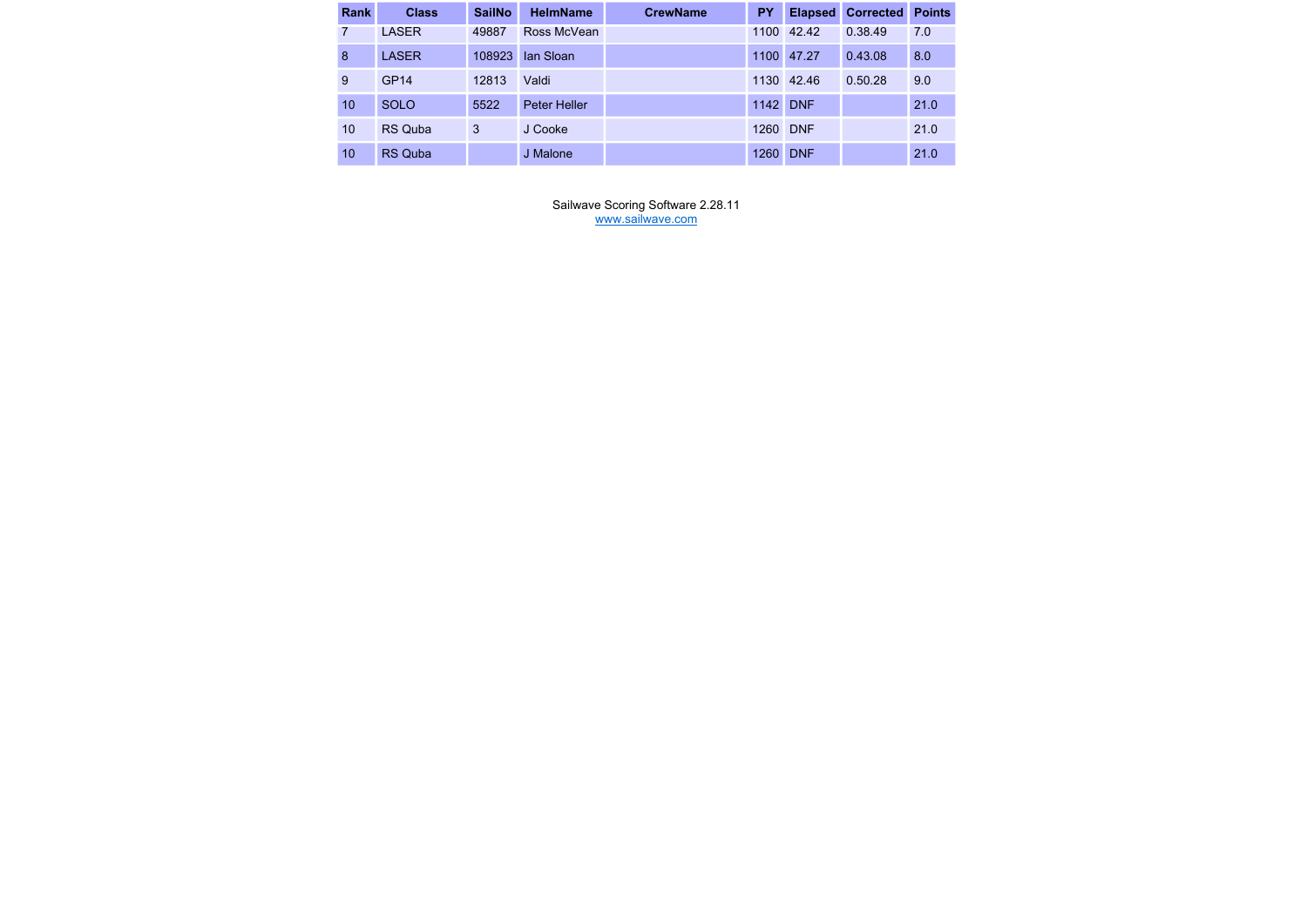| Rank | Class | SailNo | HelmName | CrewName | PY | Elapsed | Corrected | Points |
|---|---|---|---|---|---|---|---|---|
| 7 | LASER | 49887 | Ross McVean | | 1100 | 42.42 | 0.38.49 | 7.0 |
| 8 | LASER | 108923 | Ian Sloan | | 1100 | 47.27 | 0.43.08 | 8.0 |
| 9 | GP14 | 12813 | Valdi | | 1130 | 42.46 | 0.50.28 | 9.0 |
| 10 | SOLO | 5522 | Peter Heller | | 1142 | DNF | | 21.0 |
| 10 | RS Quba | 3 | J Cooke | | 1260 | DNF | | 21.0 |
| 10 | RS Quba | | J Malone | | 1260 | DNF | | 21.0 |

Sailwave Scoring Software 2.28.11
www.sailwave.com